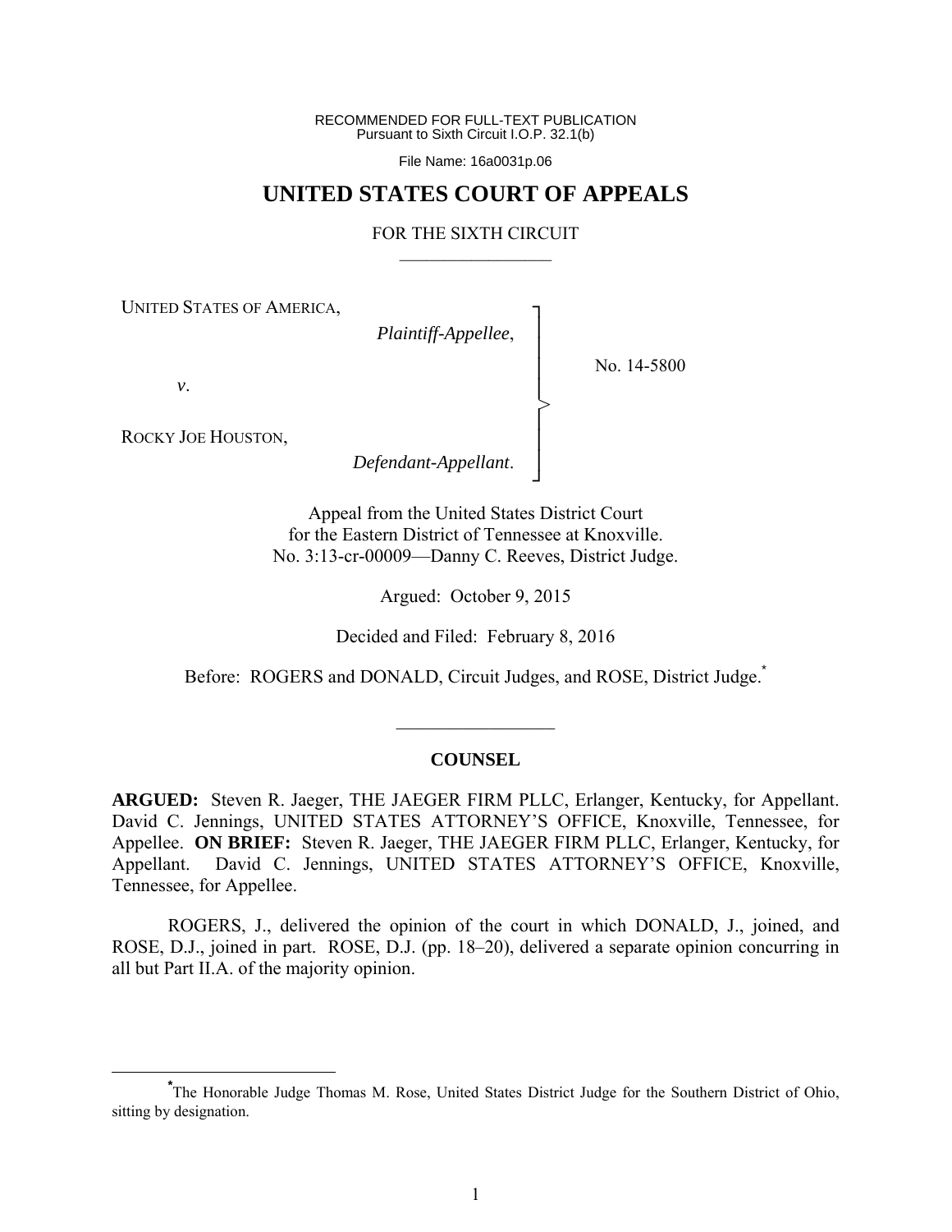RECOMMENDED FOR FULL-TEXT PUBLICATION
Pursuant to Sixth Circuit I.O.P. 32.1(b)

File Name: 16a0031p.06

# UNITED STATES COURT OF APPEALS

FOR THE SIXTH CIRCUIT

---

UNITED STATES OF AMERICA,
*Plaintiff-Appellee*,

*v*.

ROCKY JOE HOUSTON,
*Defendant-Appellant*.

No. 14-5800

Appeal from the United States District Court
for the Eastern District of Tennessee at Knoxville.
No. 3:13-cr-00009—Danny C. Reeves, District Judge.

Argued: October 9, 2015

Decided and Filed: February 8, 2016

Before: ROGERS and DONALD, Circuit Judges, and ROSE, District Judge.*

---

## COUNSEL

**ARGUED:** Steven R. Jaeger, THE JAEGER FIRM PLLC, Erlanger, Kentucky, for Appellant. David C. Jennings, UNITED STATES ATTORNEY'S OFFICE, Knoxville, Tennessee, for Appellee. **ON BRIEF:** Steven R. Jaeger, THE JAEGER FIRM PLLC, Erlanger, Kentucky, for Appellant. David C. Jennings, UNITED STATES ATTORNEY'S OFFICE, Knoxville, Tennessee, for Appellee.

ROGERS, J., delivered the opinion of the court in which DONALD, J., joined, and ROSE, D.J., joined in part. ROSE, D.J. (pp. 18–20), delivered a separate opinion concurring in all but Part II.A. of the majority opinion.

---

*The Honorable Judge Thomas M. Rose, United States District Judge for the Southern District of Ohio, sitting by designation.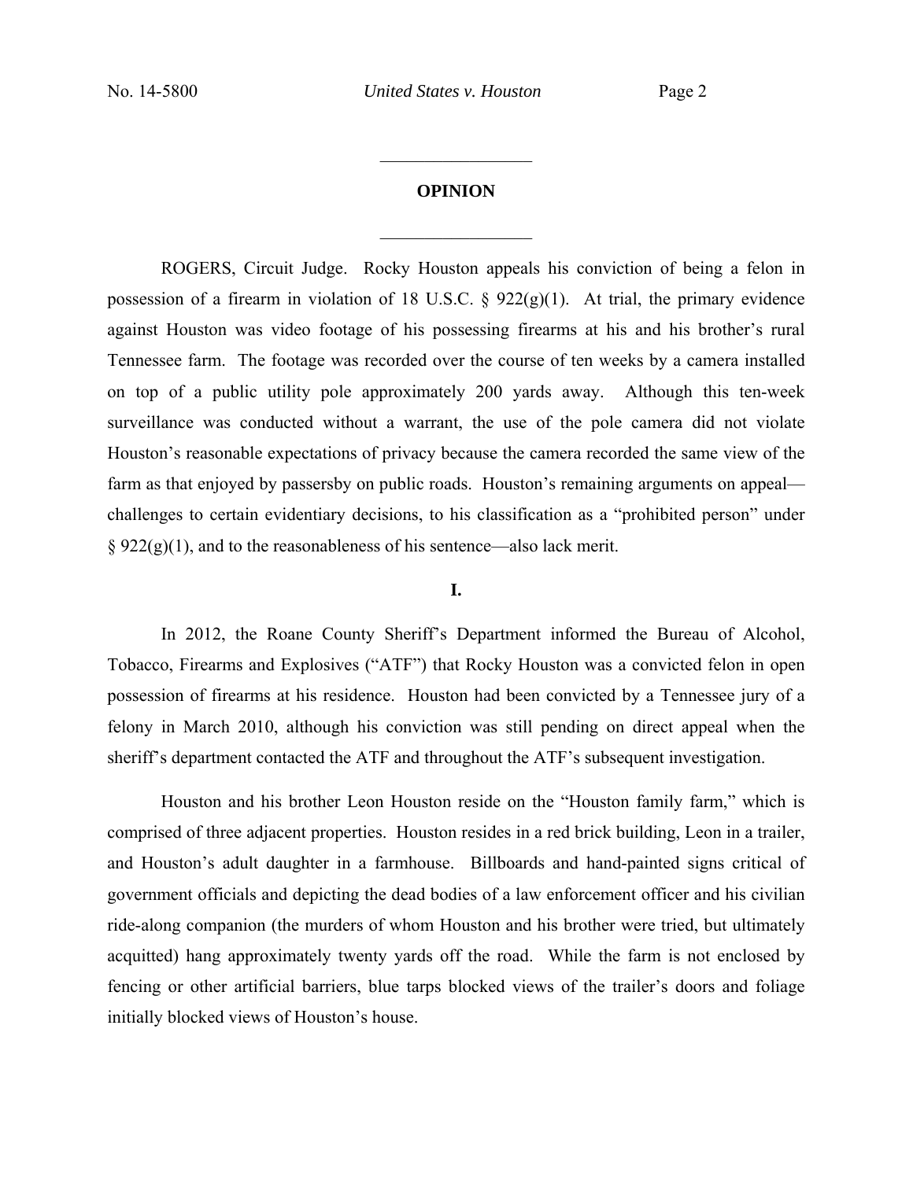## OPINION

ROGERS, Circuit Judge. Rocky Houston appeals his conviction of being a felon in possession of a firearm in violation of 18 U.S.C. § 922(g)(1). At trial, the primary evidence against Houston was video footage of his possessing firearms at his and his brother's rural Tennessee farm. The footage was recorded over the course of ten weeks by a camera installed on top of a public utility pole approximately 200 yards away. Although this ten-week surveillance was conducted without a warrant, the use of the pole camera did not violate Houston's reasonable expectations of privacy because the camera recorded the same view of the farm as that enjoyed by passersby on public roads. Houston's remaining arguments on appeal—challenges to certain evidentiary decisions, to his classification as a "prohibited person" under § 922(g)(1), and to the reasonableness of his sentence—also lack merit.

### I.

In 2012, the Roane County Sheriff's Department informed the Bureau of Alcohol, Tobacco, Firearms and Explosives ("ATF") that Rocky Houston was a convicted felon in open possession of firearms at his residence. Houston had been convicted by a Tennessee jury of a felony in March 2010, although his conviction was still pending on direct appeal when the sheriff's department contacted the ATF and throughout the ATF's subsequent investigation.

Houston and his brother Leon Houston reside on the "Houston family farm," which is comprised of three adjacent properties. Houston resides in a red brick building, Leon in a trailer, and Houston's adult daughter in a farmhouse. Billboards and hand-painted signs critical of government officials and depicting the dead bodies of a law enforcement officer and his civilian ride-along companion (the murders of whom Houston and his brother were tried, but ultimately acquitted) hang approximately twenty yards off the road. While the farm is not enclosed by fencing or other artificial barriers, blue tarps blocked views of the trailer's doors and foliage initially blocked views of Houston's house.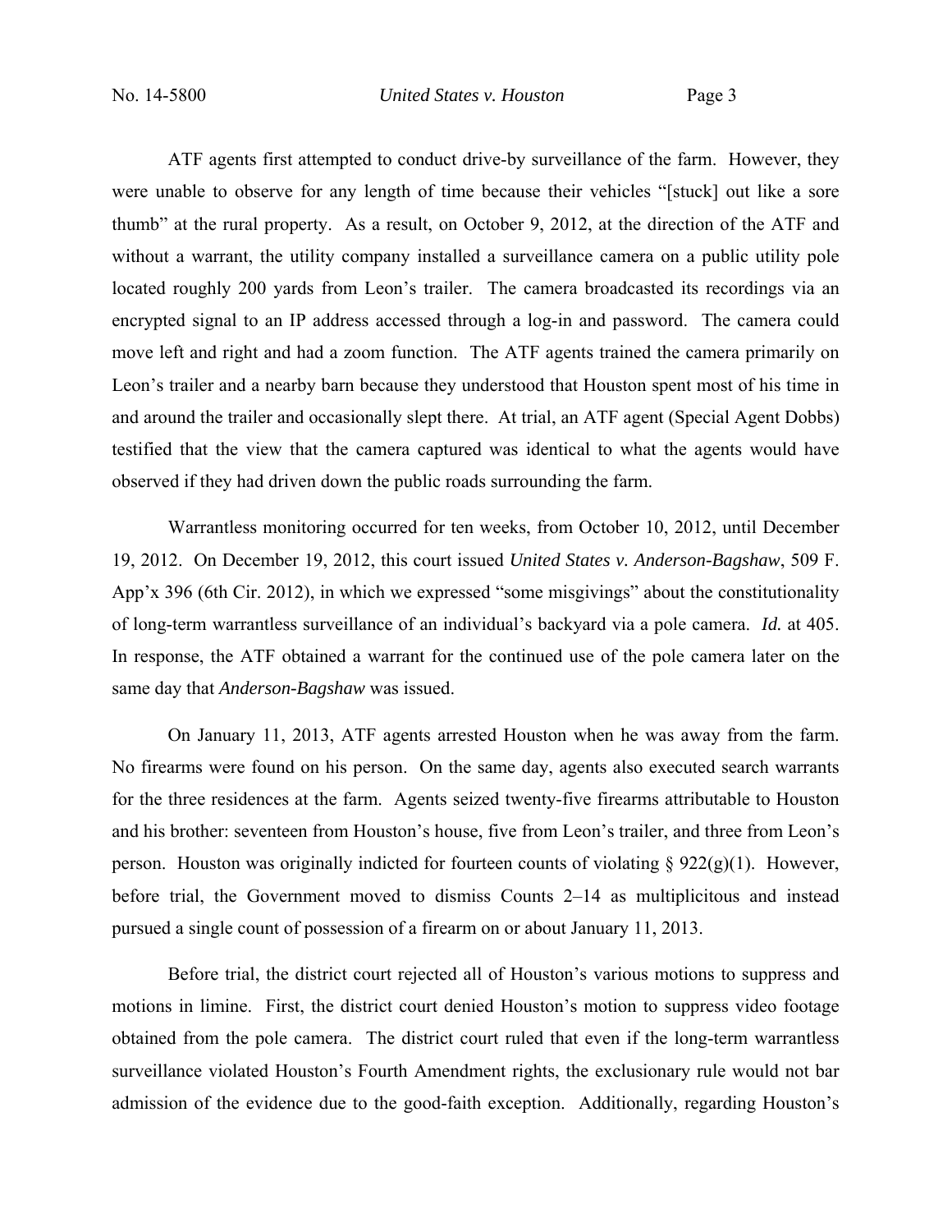ATF agents first attempted to conduct drive-by surveillance of the farm. However, they were unable to observe for any length of time because their vehicles "[stuck] out like a sore thumb" at the rural property. As a result, on October 9, 2012, at the direction of the ATF and without a warrant, the utility company installed a surveillance camera on a public utility pole located roughly 200 yards from Leon's trailer. The camera broadcasted its recordings via an encrypted signal to an IP address accessed through a log-in and password. The camera could move left and right and had a zoom function. The ATF agents trained the camera primarily on Leon's trailer and a nearby barn because they understood that Houston spent most of his time in and around the trailer and occasionally slept there. At trial, an ATF agent (Special Agent Dobbs) testified that the view that the camera captured was identical to what the agents would have observed if they had driven down the public roads surrounding the farm.

Warrantless monitoring occurred for ten weeks, from October 10, 2012, until December 19, 2012. On December 19, 2012, this court issued *United States v. Anderson-Bagshaw*, 509 F. App'x 396 (6th Cir. 2012), in which we expressed "some misgivings" about the constitutionality of long-term warrantless surveillance of an individual's backyard via a pole camera. *Id.* at 405. In response, the ATF obtained a warrant for the continued use of the pole camera later on the same day that *Anderson-Bagshaw* was issued.

On January 11, 2013, ATF agents arrested Houston when he was away from the farm. No firearms were found on his person. On the same day, agents also executed search warrants for the three residences at the farm. Agents seized twenty-five firearms attributable to Houston and his brother: seventeen from Houston's house, five from Leon's trailer, and three from Leon's person. Houston was originally indicted for fourteen counts of violating § 922(g)(1). However, before trial, the Government moved to dismiss Counts 2–14 as multiplicitous and instead pursued a single count of possession of a firearm on or about January 11, 2013.

Before trial, the district court rejected all of Houston's various motions to suppress and motions in limine. First, the district court denied Houston's motion to suppress video footage obtained from the pole camera. The district court ruled that even if the long-term warrantless surveillance violated Houston's Fourth Amendment rights, the exclusionary rule would not bar admission of the evidence due to the good-faith exception. Additionally, regarding Houston's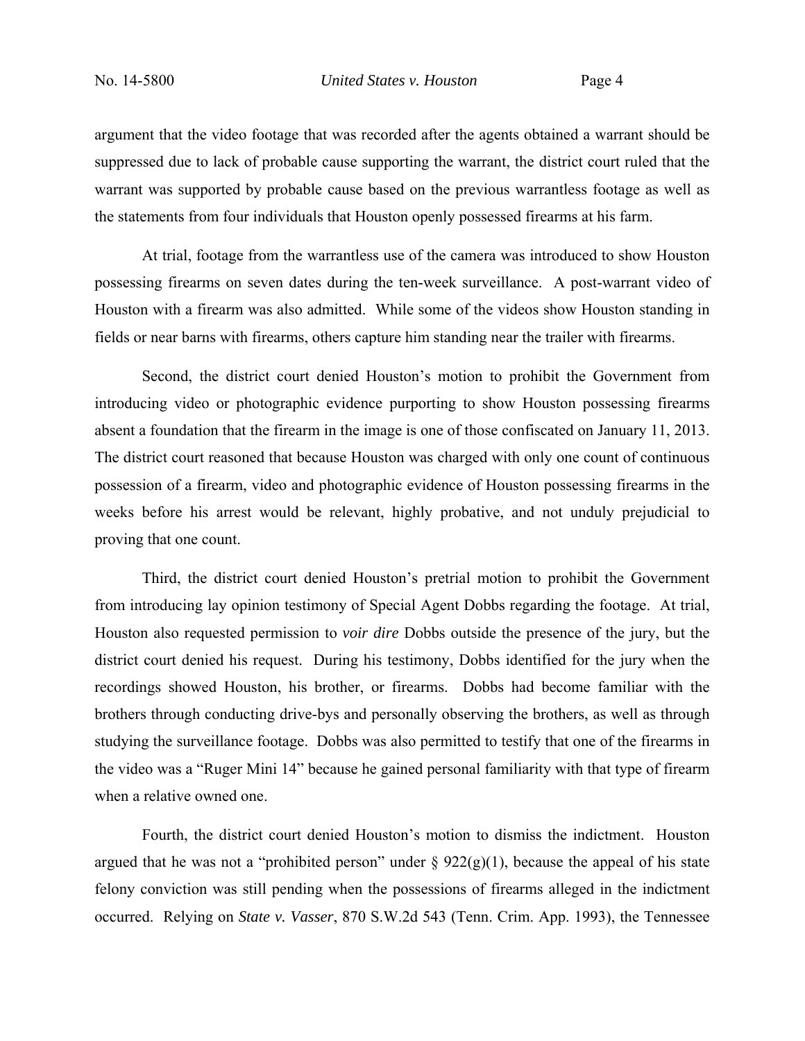argument that the video footage that was recorded after the agents obtained a warrant should be suppressed due to lack of probable cause supporting the warrant, the district court ruled that the warrant was supported by probable cause based on the previous warrantless footage as well as the statements from four individuals that Houston openly possessed firearms at his farm.

At trial, footage from the warrantless use of the camera was introduced to show Houston possessing firearms on seven dates during the ten-week surveillance. A post-warrant video of Houston with a firearm was also admitted. While some of the videos show Houston standing in fields or near barns with firearms, others capture him standing near the trailer with firearms.

Second, the district court denied Houston's motion to prohibit the Government from introducing video or photographic evidence purporting to show Houston possessing firearms absent a foundation that the firearm in the image is one of those confiscated on January 11, 2013. The district court reasoned that because Houston was charged with only one count of continuous possession of a firearm, video and photographic evidence of Houston possessing firearms in the weeks before his arrest would be relevant, highly probative, and not unduly prejudicial to proving that one count.

Third, the district court denied Houston's pretrial motion to prohibit the Government from introducing lay opinion testimony of Special Agent Dobbs regarding the footage. At trial, Houston also requested permission to *voir dire* Dobbs outside the presence of the jury, but the district court denied his request. During his testimony, Dobbs identified for the jury when the recordings showed Houston, his brother, or firearms. Dobbs had become familiar with the brothers through conducting drive-bys and personally observing the brothers, as well as through studying the surveillance footage. Dobbs was also permitted to testify that one of the firearms in the video was a "Ruger Mini 14" because he gained personal familiarity with that type of firearm when a relative owned one.

Fourth, the district court denied Houston's motion to dismiss the indictment. Houston argued that he was not a "prohibited person" under § 922(g)(1), because the appeal of his state felony conviction was still pending when the possessions of firearms alleged in the indictment occurred. Relying on *State v. Vasser*, 870 S.W.2d 543 (Tenn. Crim. App. 1993), the Tennessee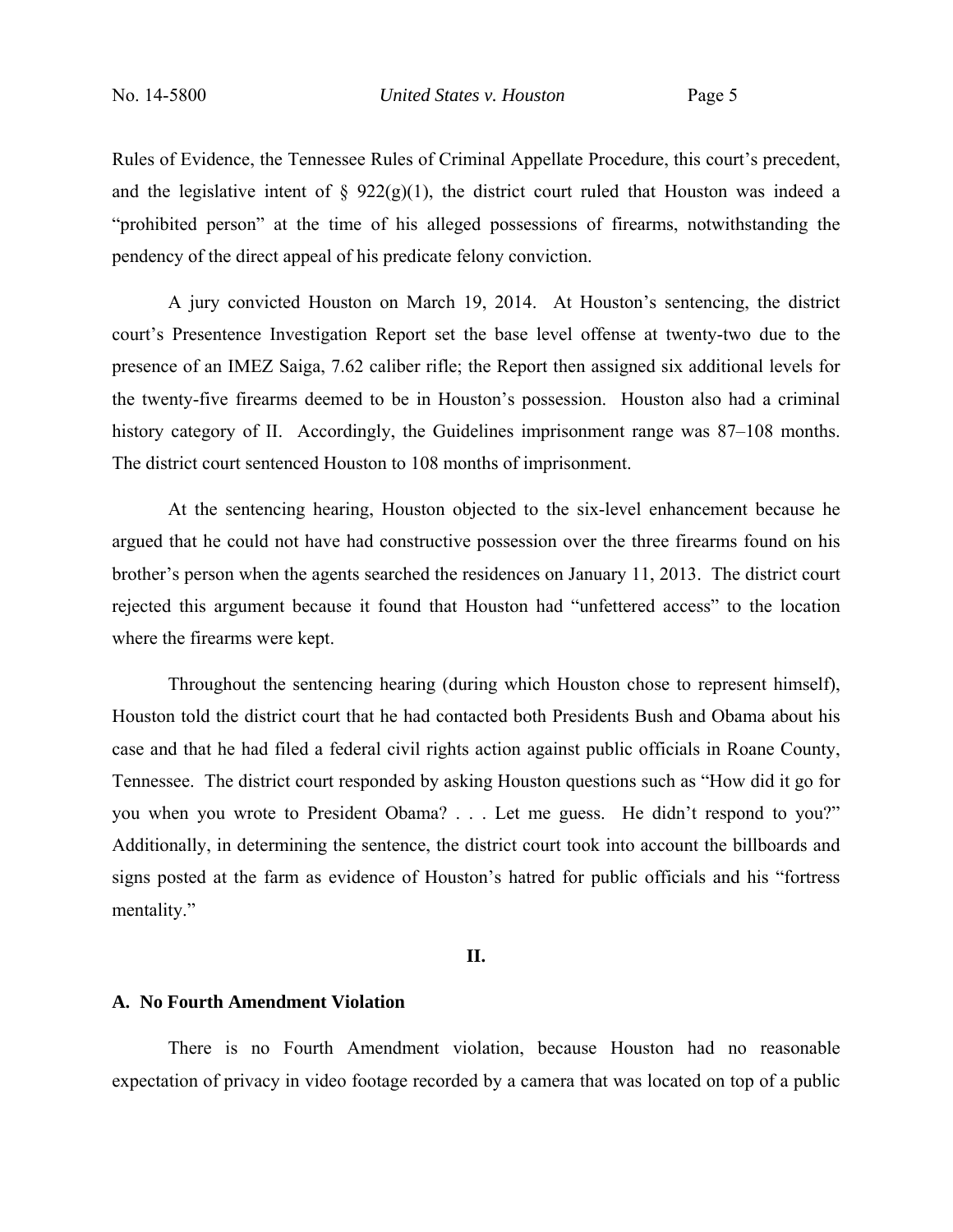Rules of Evidence, the Tennessee Rules of Criminal Appellate Procedure, this court's precedent, and the legislative intent of § 922(g)(1), the district court ruled that Houston was indeed a "prohibited person" at the time of his alleged possessions of firearms, notwithstanding the pendency of the direct appeal of his predicate felony conviction.

A jury convicted Houston on March 19, 2014. At Houston's sentencing, the district court's Presentence Investigation Report set the base level offense at twenty-two due to the presence of an IMEZ Saiga, 7.62 caliber rifle; the Report then assigned six additional levels for the twenty-five firearms deemed to be in Houston's possession. Houston also had a criminal history category of II. Accordingly, the Guidelines imprisonment range was 87–108 months. The district court sentenced Houston to 108 months of imprisonment.

At the sentencing hearing, Houston objected to the six-level enhancement because he argued that he could not have had constructive possession over the three firearms found on his brother's person when the agents searched the residences on January 11, 2013. The district court rejected this argument because it found that Houston had "unfettered access" to the location where the firearms were kept.

Throughout the sentencing hearing (during which Houston chose to represent himself), Houston told the district court that he had contacted both Presidents Bush and Obama about his case and that he had filed a federal civil rights action against public officials in Roane County, Tennessee. The district court responded by asking Houston questions such as "How did it go for you when you wrote to President Obama? . . . Let me guess. He didn't respond to you?" Additionally, in determining the sentence, the district court took into account the billboards and signs posted at the farm as evidence of Houston's hatred for public officials and his "fortress mentality."

## II.

### A. No Fourth Amendment Violation

There is no Fourth Amendment violation, because Houston had no reasonable expectation of privacy in video footage recorded by a camera that was located on top of a public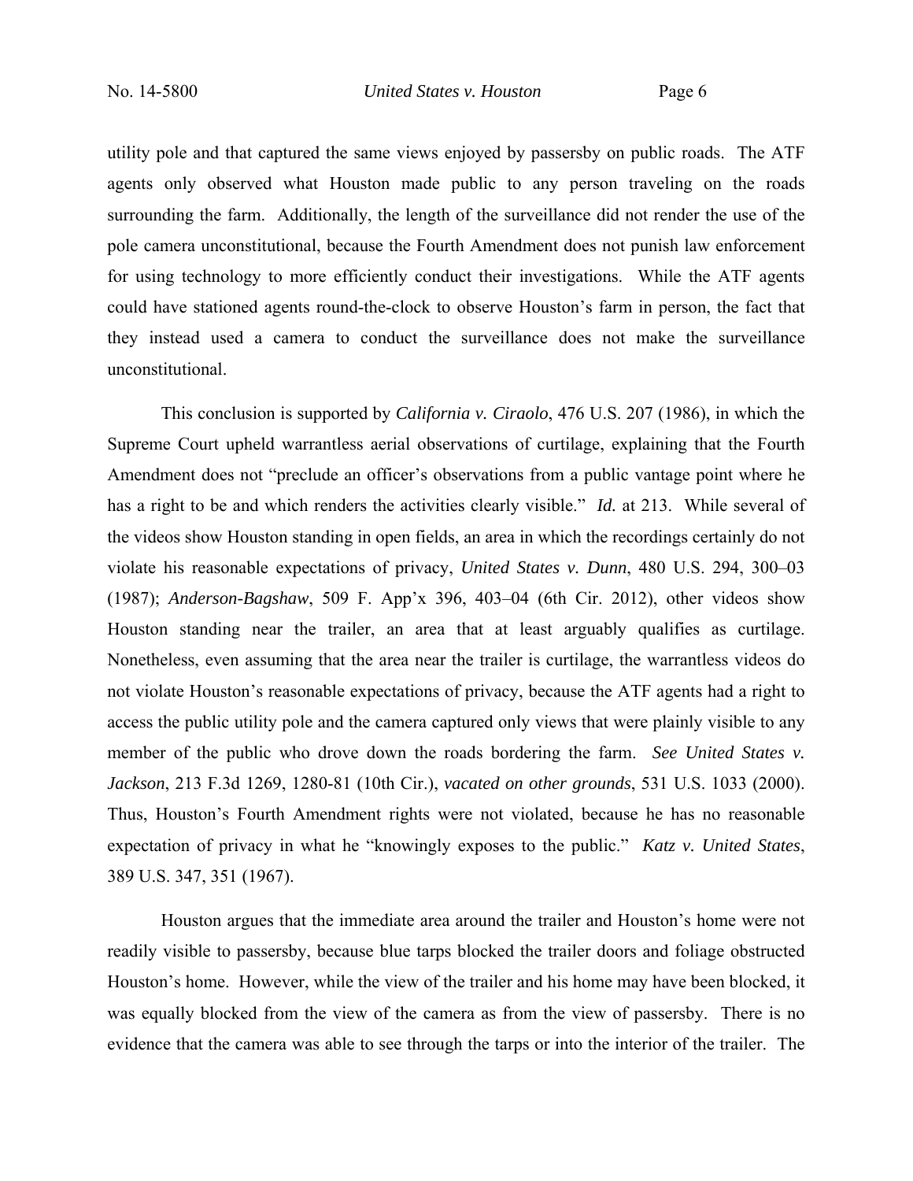utility pole and that captured the same views enjoyed by passersby on public roads. The ATF agents only observed what Houston made public to any person traveling on the roads surrounding the farm. Additionally, the length of the surveillance did not render the use of the pole camera unconstitutional, because the Fourth Amendment does not punish law enforcement for using technology to more efficiently conduct their investigations. While the ATF agents could have stationed agents round-the-clock to observe Houston's farm in person, the fact that they instead used a camera to conduct the surveillance does not make the surveillance unconstitutional.

This conclusion is supported by *California v. Ciraolo*, 476 U.S. 207 (1986), in which the Supreme Court upheld warrantless aerial observations of curtilage, explaining that the Fourth Amendment does not "preclude an officer's observations from a public vantage point where he has a right to be and which renders the activities clearly visible." *Id.* at 213. While several of the videos show Houston standing in open fields, an area in which the recordings certainly do not violate his reasonable expectations of privacy, *United States v. Dunn*, 480 U.S. 294, 300–03 (1987); *Anderson-Bagshaw*, 509 F. App'x 396, 403–04 (6th Cir. 2012), other videos show Houston standing near the trailer, an area that at least arguably qualifies as curtilage. Nonetheless, even assuming that the area near the trailer is curtilage, the warrantless videos do not violate Houston's reasonable expectations of privacy, because the ATF agents had a right to access the public utility pole and the camera captured only views that were plainly visible to any member of the public who drove down the roads bordering the farm. *See United States v. Jackson*, 213 F.3d 1269, 1280-81 (10th Cir.), *vacated on other grounds*, 531 U.S. 1033 (2000). Thus, Houston's Fourth Amendment rights were not violated, because he has no reasonable expectation of privacy in what he "knowingly exposes to the public." *Katz v. United States*, 389 U.S. 347, 351 (1967).

Houston argues that the immediate area around the trailer and Houston's home were not readily visible to passersby, because blue tarps blocked the trailer doors and foliage obstructed Houston's home. However, while the view of the trailer and his home may have been blocked, it was equally blocked from the view of the camera as from the view of passersby. There is no evidence that the camera was able to see through the tarps or into the interior of the trailer. The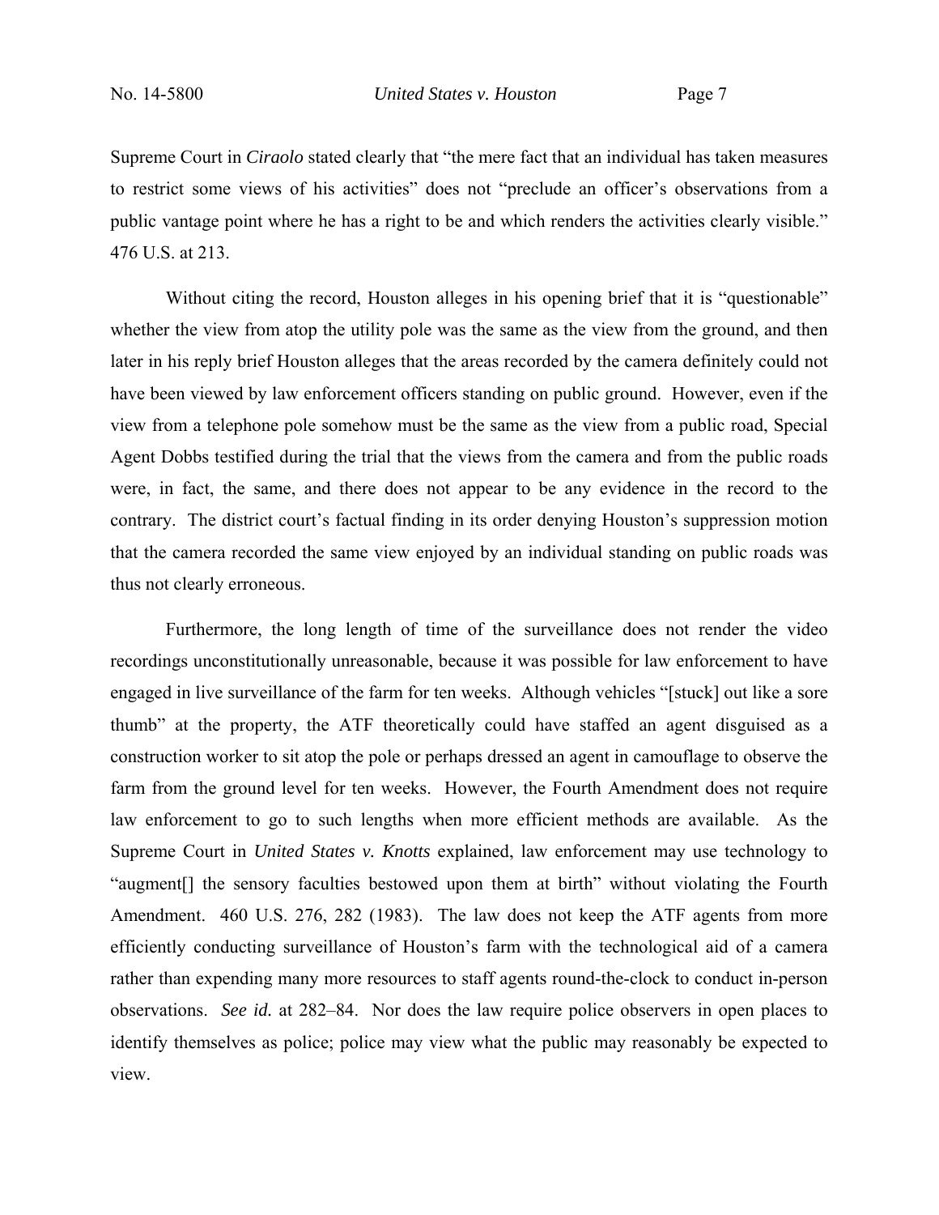Supreme Court in *Ciraolo* stated clearly that "the mere fact that an individual has taken measures to restrict some views of his activities" does not "preclude an officer's observations from a public vantage point where he has a right to be and which renders the activities clearly visible." 476 U.S. at 213.

Without citing the record, Houston alleges in his opening brief that it is "questionable" whether the view from atop the utility pole was the same as the view from the ground, and then later in his reply brief Houston alleges that the areas recorded by the camera definitely could not have been viewed by law enforcement officers standing on public ground. However, even if the view from a telephone pole somehow must be the same as the view from a public road, Special Agent Dobbs testified during the trial that the views from the camera and from the public roads were, in fact, the same, and there does not appear to be any evidence in the record to the contrary. The district court's factual finding in its order denying Houston's suppression motion that the camera recorded the same view enjoyed by an individual standing on public roads was thus not clearly erroneous.

Furthermore, the long length of time of the surveillance does not render the video recordings unconstitutionally unreasonable, because it was possible for law enforcement to have engaged in live surveillance of the farm for ten weeks. Although vehicles "[stuck] out like a sore thumb" at the property, the ATF theoretically could have staffed an agent disguised as a construction worker to sit atop the pole or perhaps dressed an agent in camouflage to observe the farm from the ground level for ten weeks. However, the Fourth Amendment does not require law enforcement to go to such lengths when more efficient methods are available. As the Supreme Court in *United States v. Knotts* explained, law enforcement may use technology to "augment[] the sensory faculties bestowed upon them at birth" without violating the Fourth Amendment. 460 U.S. 276, 282 (1983). The law does not keep the ATF agents from more efficiently conducting surveillance of Houston's farm with the technological aid of a camera rather than expending many more resources to staff agents round-the-clock to conduct in-person observations. *See id.* at 282–84. Nor does the law require police observers in open places to identify themselves as police; police may view what the public may reasonably be expected to view.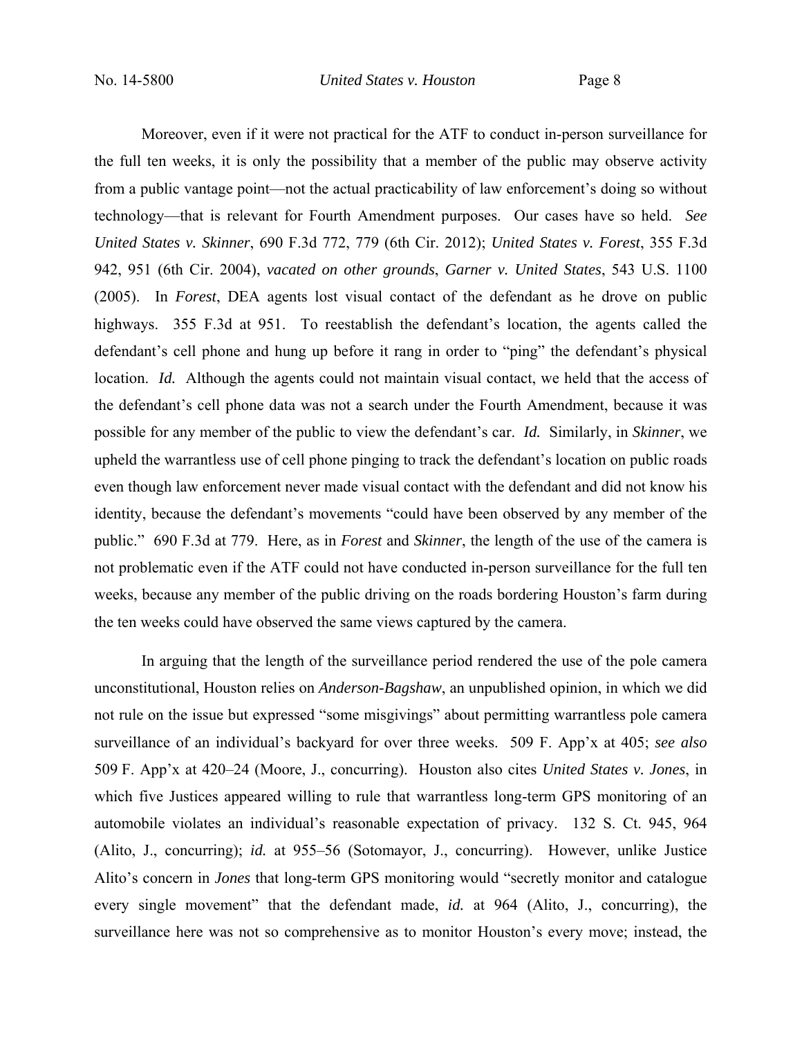Moreover, even if it were not practical for the ATF to conduct in-person surveillance for the full ten weeks, it is only the possibility that a member of the public may observe activity from a public vantage point—not the actual practicability of law enforcement's doing so without technology—that is relevant for Fourth Amendment purposes. Our cases have so held. *See United States v. Skinner*, 690 F.3d 772, 779 (6th Cir. 2012); *United States v. Forest*, 355 F.3d 942, 951 (6th Cir. 2004), *vacated on other grounds*, *Garner v. United States*, 543 U.S. 1100 (2005). In *Forest*, DEA agents lost visual contact of the defendant as he drove on public highways. 355 F.3d at 951. To reestablish the defendant's location, the agents called the defendant's cell phone and hung up before it rang in order to "ping" the defendant's physical location. *Id.* Although the agents could not maintain visual contact, we held that the access of the defendant's cell phone data was not a search under the Fourth Amendment, because it was possible for any member of the public to view the defendant's car. *Id.* Similarly, in *Skinner*, we upheld the warrantless use of cell phone pinging to track the defendant's location on public roads even though law enforcement never made visual contact with the defendant and did not know his identity, because the defendant's movements "could have been observed by any member of the public." 690 F.3d at 779. Here, as in *Forest* and *Skinner*, the length of the use of the camera is not problematic even if the ATF could not have conducted in-person surveillance for the full ten weeks, because any member of the public driving on the roads bordering Houston's farm during the ten weeks could have observed the same views captured by the camera.

In arguing that the length of the surveillance period rendered the use of the pole camera unconstitutional, Houston relies on *Anderson-Bagshaw*, an unpublished opinion, in which we did not rule on the issue but expressed "some misgivings" about permitting warrantless pole camera surveillance of an individual's backyard for over three weeks. 509 F. App'x at 405; *see also* 509 F. App'x at 420–24 (Moore, J., concurring). Houston also cites *United States v. Jones*, in which five Justices appeared willing to rule that warrantless long-term GPS monitoring of an automobile violates an individual's reasonable expectation of privacy. 132 S. Ct. 945, 964 (Alito, J., concurring); *id.* at 955–56 (Sotomayor, J., concurring). However, unlike Justice Alito's concern in *Jones* that long-term GPS monitoring would "secretly monitor and catalogue every single movement" that the defendant made, *id.* at 964 (Alito, J., concurring), the surveillance here was not so comprehensive as to monitor Houston's every move; instead, the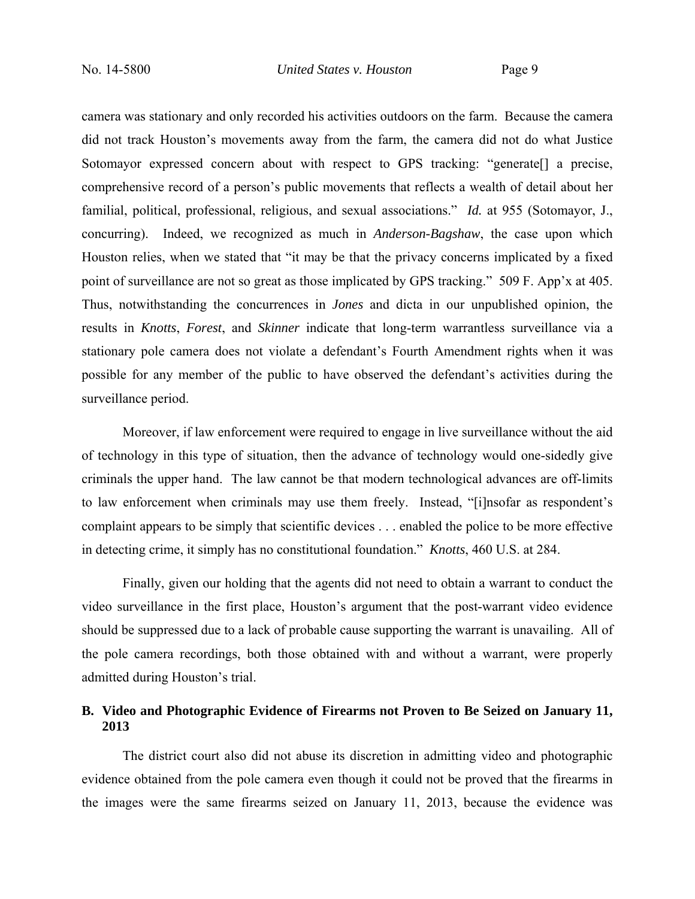camera was stationary and only recorded his activities outdoors on the farm. Because the camera did not track Houston's movements away from the farm, the camera did not do what Justice Sotomayor expressed concern about with respect to GPS tracking: "generate[] a precise, comprehensive record of a person's public movements that reflects a wealth of detail about her familial, political, professional, religious, and sexual associations." *Id.* at 955 (Sotomayor, J., concurring). Indeed, we recognized as much in *Anderson-Bagshaw*, the case upon which Houston relies, when we stated that "it may be that the privacy concerns implicated by a fixed point of surveillance are not so great as those implicated by GPS tracking." 509 F. App'x at 405. Thus, notwithstanding the concurrences in *Jones* and dicta in our unpublished opinion, the results in *Knotts*, *Forest*, and *Skinner* indicate that long-term warrantless surveillance via a stationary pole camera does not violate a defendant's Fourth Amendment rights when it was possible for any member of the public to have observed the defendant's activities during the surveillance period.

Moreover, if law enforcement were required to engage in live surveillance without the aid of technology in this type of situation, then the advance of technology would one-sidedly give criminals the upper hand. The law cannot be that modern technological advances are off-limits to law enforcement when criminals may use them freely. Instead, "[i]nsofar as respondent's complaint appears to be simply that scientific devices . . . enabled the police to be more effective in detecting crime, it simply has no constitutional foundation." *Knotts*, 460 U.S. at 284.

Finally, given our holding that the agents did not need to obtain a warrant to conduct the video surveillance in the first place, Houston's argument that the post-warrant video evidence should be suppressed due to a lack of probable cause supporting the warrant is unavailing. All of the pole camera recordings, both those obtained with and without a warrant, were properly admitted during Houston's trial.

### B. Video and Photographic Evidence of Firearms not Proven to Be Seized on January 11, 2013

The district court also did not abuse its discretion in admitting video and photographic evidence obtained from the pole camera even though it could not be proved that the firearms in the images were the same firearms seized on January 11, 2013, because the evidence was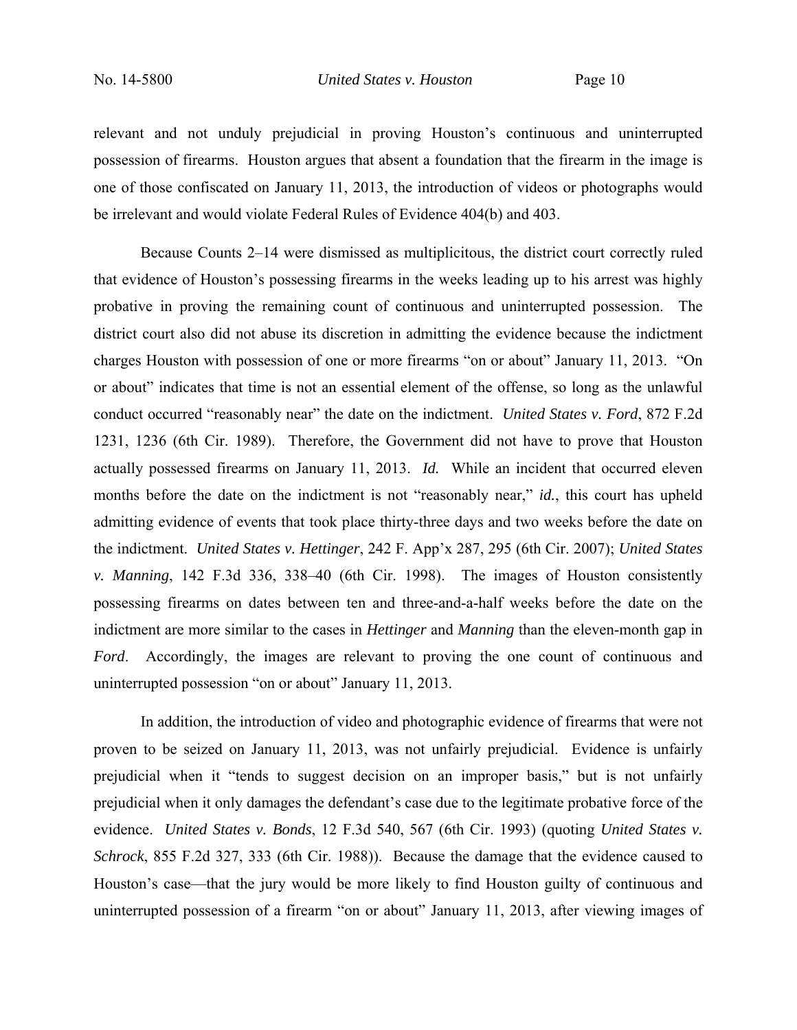relevant and not unduly prejudicial in proving Houston's continuous and uninterrupted possession of firearms. Houston argues that absent a foundation that the firearm in the image is one of those confiscated on January 11, 2013, the introduction of videos or photographs would be irrelevant and would violate Federal Rules of Evidence 404(b) and 403.

Because Counts 2–14 were dismissed as multiplicitous, the district court correctly ruled that evidence of Houston's possessing firearms in the weeks leading up to his arrest was highly probative in proving the remaining count of continuous and uninterrupted possession. The district court also did not abuse its discretion in admitting the evidence because the indictment charges Houston with possession of one or more firearms "on or about" January 11, 2013. "On or about" indicates that time is not an essential element of the offense, so long as the unlawful conduct occurred "reasonably near" the date on the indictment. *United States v. Ford*, 872 F.2d 1231, 1236 (6th Cir. 1989). Therefore, the Government did not have to prove that Houston actually possessed firearms on January 11, 2013. *Id.* While an incident that occurred eleven months before the date on the indictment is not "reasonably near," *id.*, this court has upheld admitting evidence of events that took place thirty-three days and two weeks before the date on the indictment. *United States v. Hettinger*, 242 F. App'x 287, 295 (6th Cir. 2007); *United States v. Manning*, 142 F.3d 336, 338–40 (6th Cir. 1998). The images of Houston consistently possessing firearms on dates between ten and three-and-a-half weeks before the date on the indictment are more similar to the cases in *Hettinger* and *Manning* than the eleven-month gap in *Ford*. Accordingly, the images are relevant to proving the one count of continuous and uninterrupted possession "on or about" January 11, 2013.

In addition, the introduction of video and photographic evidence of firearms that were not proven to be seized on January 11, 2013, was not unfairly prejudicial. Evidence is unfairly prejudicial when it "tends to suggest decision on an improper basis," but is not unfairly prejudicial when it only damages the defendant's case due to the legitimate probative force of the evidence. *United States v. Bonds*, 12 F.3d 540, 567 (6th Cir. 1993) (quoting *United States v. Schrock*, 855 F.2d 327, 333 (6th Cir. 1988)). Because the damage that the evidence caused to Houston's case—that the jury would be more likely to find Houston guilty of continuous and uninterrupted possession of a firearm "on or about" January 11, 2013, after viewing images of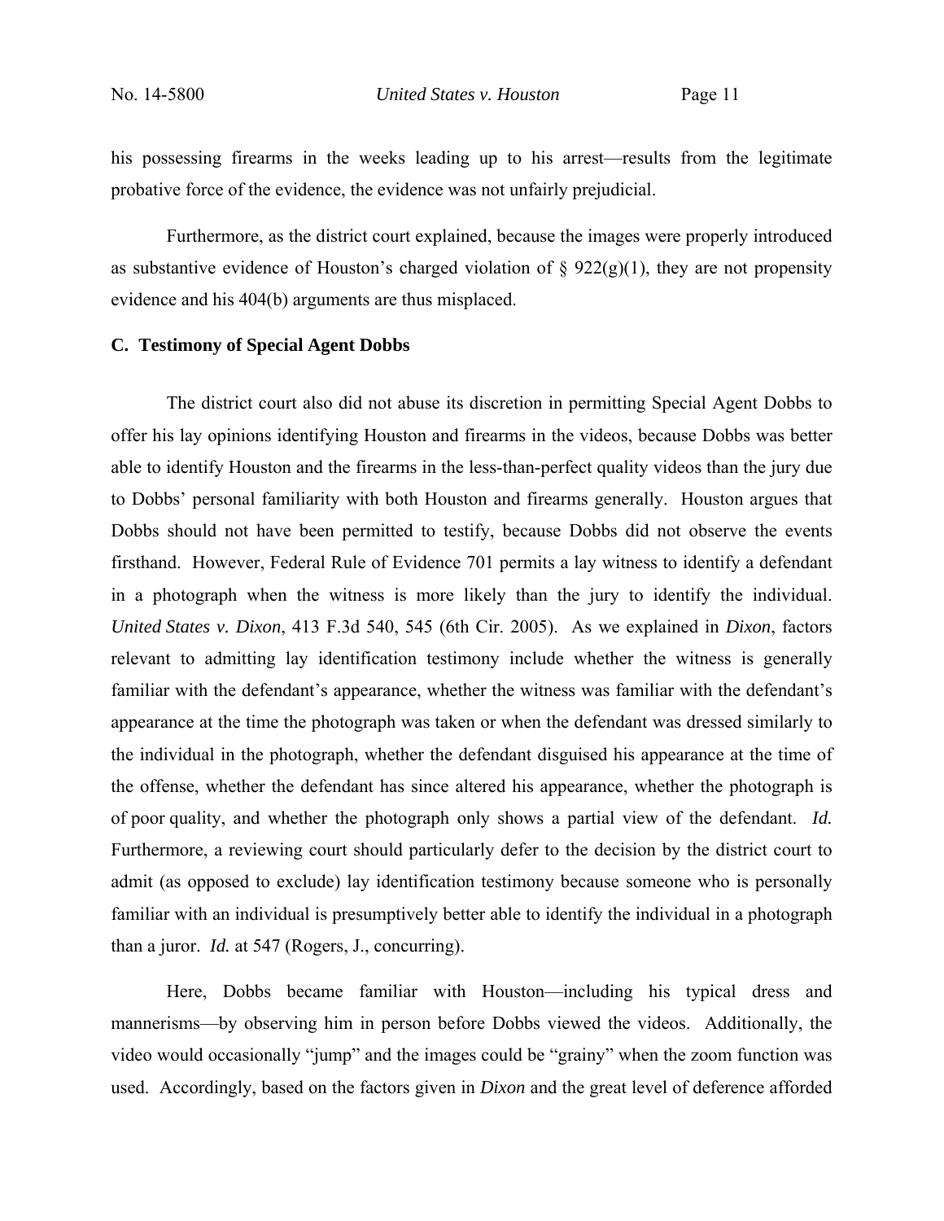his possessing firearms in the weeks leading up to his arrest—results from the legitimate probative force of the evidence, the evidence was not unfairly prejudicial.

Furthermore, as the district court explained, because the images were properly introduced as substantive evidence of Houston's charged violation of § 922(g)(1), they are not propensity evidence and his 404(b) arguments are thus misplaced.

**C. Testimony of Special Agent Dobbs**

The district court also did not abuse its discretion in permitting Special Agent Dobbs to offer his lay opinions identifying Houston and firearms in the videos, because Dobbs was better able to identify Houston and the firearms in the less-than-perfect quality videos than the jury due to Dobbs' personal familiarity with both Houston and firearms generally. Houston argues that Dobbs should not have been permitted to testify, because Dobbs did not observe the events firsthand. However, Federal Rule of Evidence 701 permits a lay witness to identify a defendant in a photograph when the witness is more likely than the jury to identify the individual. *United States v. Dixon*, 413 F.3d 540, 545 (6th Cir. 2005). As we explained in *Dixon*, factors relevant to admitting lay identification testimony include whether the witness is generally familiar with the defendant's appearance, whether the witness was familiar with the defendant's appearance at the time the photograph was taken or when the defendant was dressed similarly to the individual in the photograph, whether the defendant disguised his appearance at the time of the offense, whether the defendant has since altered his appearance, whether the photograph is of poor quality, and whether the photograph only shows a partial view of the defendant. *Id.* Furthermore, a reviewing court should particularly defer to the decision by the district court to admit (as opposed to exclude) lay identification testimony because someone who is personally familiar with an individual is presumptively better able to identify the individual in a photograph than a juror. *Id.* at 547 (Rogers, J., concurring).

Here, Dobbs became familiar with Houston—including his typical dress and mannerisms—by observing him in person before Dobbs viewed the videos. Additionally, the video would occasionally "jump" and the images could be "grainy" when the zoom function was used. Accordingly, based on the factors given in *Dixon* and the great level of deference afforded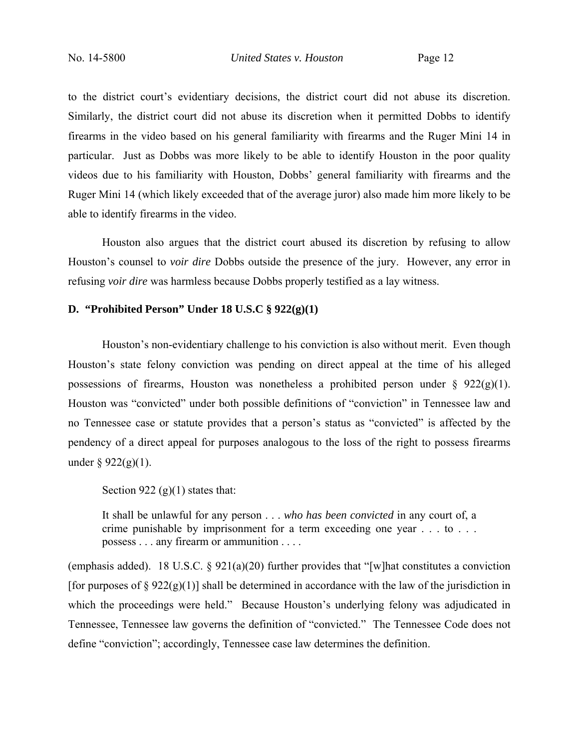to the district court's evidentiary decisions, the district court did not abuse its discretion. Similarly, the district court did not abuse its discretion when it permitted Dobbs to identify firearms in the video based on his general familiarity with firearms and the Ruger Mini 14 in particular. Just as Dobbs was more likely to be able to identify Houston in the poor quality videos due to his familiarity with Houston, Dobbs' general familiarity with firearms and the Ruger Mini 14 (which likely exceeded that of the average juror) also made him more likely to be able to identify firearms in the video.

Houston also argues that the district court abused its discretion by refusing to allow Houston's counsel to *voir dire* Dobbs outside the presence of the jury. However, any error in refusing *voir dire* was harmless because Dobbs properly testified as a lay witness.

**D. "Prohibited Person" Under 18 U.S.C § 922(g)(1)**

Houston's non-evidentiary challenge to his conviction is also without merit. Even though Houston's state felony conviction was pending on direct appeal at the time of his alleged possessions of firearms, Houston was nonetheless a prohibited person under § 922(g)(1). Houston was "convicted" under both possible definitions of "conviction" in Tennessee law and no Tennessee case or statute provides that a person's status as "convicted" is affected by the pendency of a direct appeal for purposes analogous to the loss of the right to possess firearms under § 922(g)(1).

Section 922 (g)(1) states that:

> It shall be unlawful for any person . . . *who has been convicted* in any court of, a crime punishable by imprisonment for a term exceeding one year . . . to . . . possess . . . any firearm or ammunition . . . .

(emphasis added). 18 U.S.C. § 921(a)(20) further provides that "[w]hat constitutes a conviction [for purposes of § 922(g)(1)] shall be determined in accordance with the law of the jurisdiction in which the proceedings were held." Because Houston's underlying felony was adjudicated in Tennessee, Tennessee law governs the definition of "convicted." The Tennessee Code does not define "conviction"; accordingly, Tennessee case law determines the definition.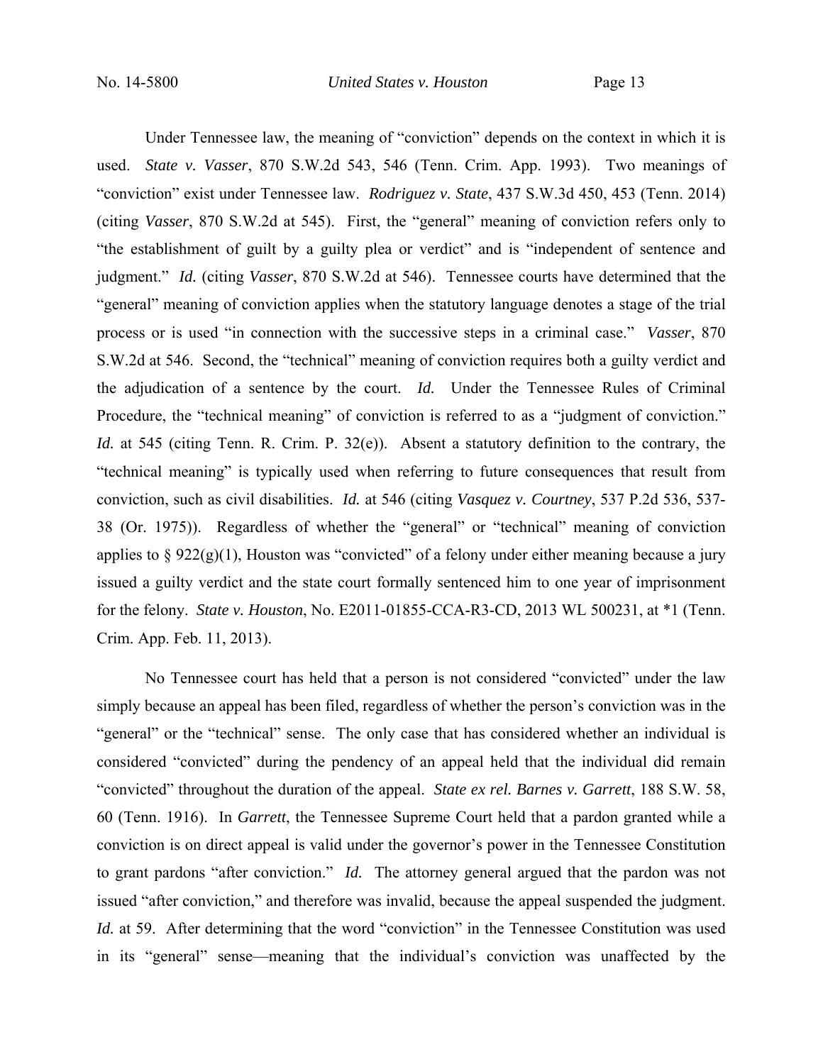Under Tennessee law, the meaning of "conviction" depends on the context in which it is used. *State v. Vasser*, 870 S.W.2d 543, 546 (Tenn. Crim. App. 1993). Two meanings of "conviction" exist under Tennessee law. *Rodriguez v. State*, 437 S.W.3d 450, 453 (Tenn. 2014) (citing *Vasser*, 870 S.W.2d at 545). First, the "general" meaning of conviction refers only to "the establishment of guilt by a guilty plea or verdict" and is "independent of sentence and judgment." *Id.* (citing *Vasser*, 870 S.W.2d at 546). Tennessee courts have determined that the "general" meaning of conviction applies when the statutory language denotes a stage of the trial process or is used "in connection with the successive steps in a criminal case." *Vasser*, 870 S.W.2d at 546. Second, the "technical" meaning of conviction requires both a guilty verdict and the adjudication of a sentence by the court. *Id.* Under the Tennessee Rules of Criminal Procedure, the "technical meaning" of conviction is referred to as a "judgment of conviction." *Id.* at 545 (citing Tenn. R. Crim. P. 32(e)). Absent a statutory definition to the contrary, the "technical meaning" is typically used when referring to future consequences that result from conviction, such as civil disabilities. *Id.* at 546 (citing *Vasquez v. Courtney*, 537 P.2d 536, 537-38 (Or. 1975)). Regardless of whether the "general" or "technical" meaning of conviction applies to § 922(g)(1), Houston was "convicted" of a felony under either meaning because a jury issued a guilty verdict and the state court formally sentenced him to one year of imprisonment for the felony. *State v. Houston*, No. E2011-01855-CCA-R3-CD, 2013 WL 500231, at *1 (Tenn. Crim. App. Feb. 11, 2013).

No Tennessee court has held that a person is not considered "convicted" under the law simply because an appeal has been filed, regardless of whether the person's conviction was in the "general" or the "technical" sense. The only case that has considered whether an individual is considered "convicted" during the pendency of an appeal held that the individual did remain "convicted" throughout the duration of the appeal. *State ex rel. Barnes v. Garrett*, 188 S.W. 58, 60 (Tenn. 1916). In *Garrett*, the Tennessee Supreme Court held that a pardon granted while a conviction is on direct appeal is valid under the governor's power in the Tennessee Constitution to grant pardons "after conviction." *Id.* The attorney general argued that the pardon was not issued "after conviction," and therefore was invalid, because the appeal suspended the judgment. *Id.* at 59. After determining that the word "conviction" in the Tennessee Constitution was used in its "general" sense—meaning that the individual's conviction was unaffected by the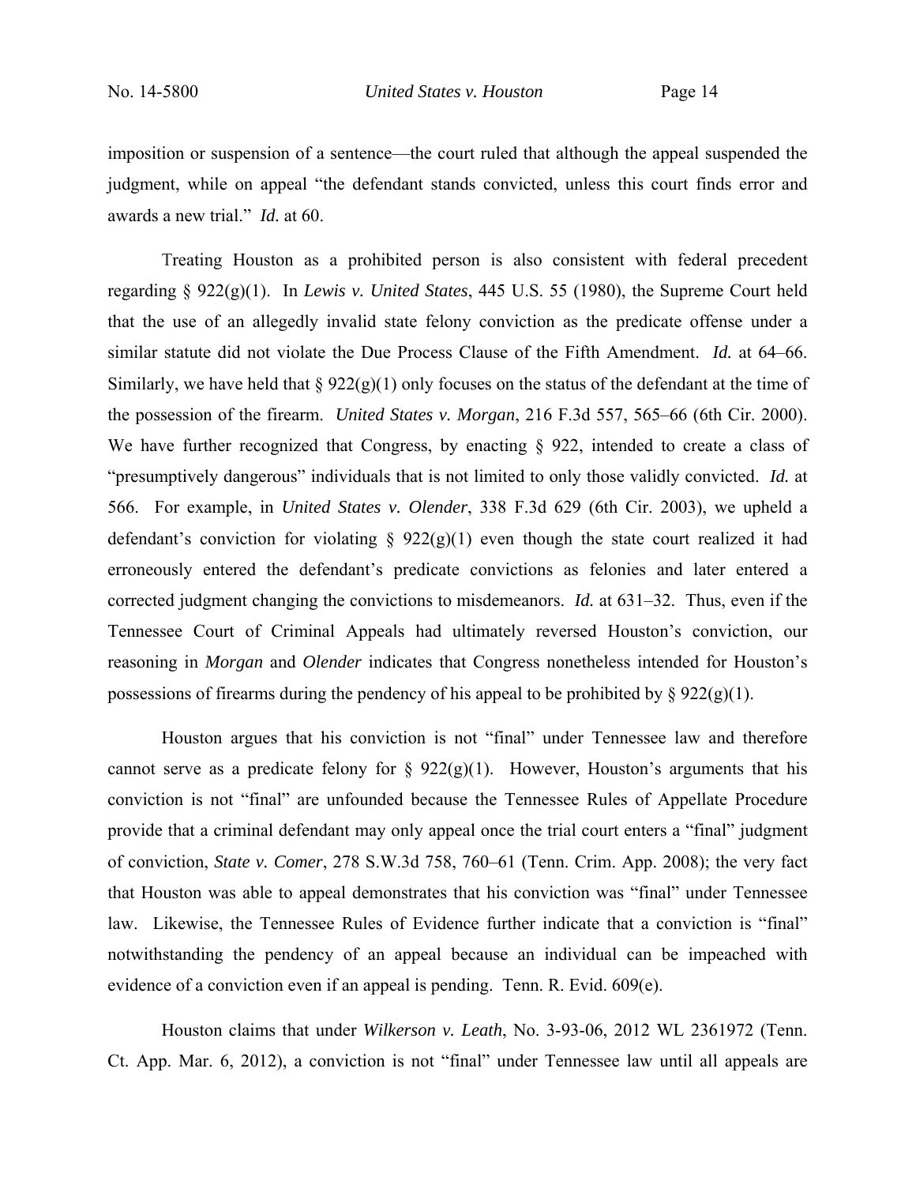imposition or suspension of a sentence—the court ruled that although the appeal suspended the judgment, while on appeal "the defendant stands convicted, unless this court finds error and awards a new trial." *Id.* at 60.

Treating Houston as a prohibited person is also consistent with federal precedent regarding § 922(g)(1). In *Lewis v. United States*, 445 U.S. 55 (1980), the Supreme Court held that the use of an allegedly invalid state felony conviction as the predicate offense under a similar statute did not violate the Due Process Clause of the Fifth Amendment. *Id.* at 64–66. Similarly, we have held that § 922(g)(1) only focuses on the status of the defendant at the time of the possession of the firearm. *United States v. Morgan*, 216 F.3d 557, 565–66 (6th Cir. 2000). We have further recognized that Congress, by enacting § 922, intended to create a class of "presumptively dangerous" individuals that is not limited to only those validly convicted. *Id.* at 566. For example, in *United States v. Olender*, 338 F.3d 629 (6th Cir. 2003), we upheld a defendant's conviction for violating § 922(g)(1) even though the state court realized it had erroneously entered the defendant's predicate convictions as felonies and later entered a corrected judgment changing the convictions to misdemeanors. *Id.* at 631–32. Thus, even if the Tennessee Court of Criminal Appeals had ultimately reversed Houston's conviction, our reasoning in *Morgan* and *Olender* indicates that Congress nonetheless intended for Houston's possessions of firearms during the pendency of his appeal to be prohibited by § 922(g)(1).

Houston argues that his conviction is not "final" under Tennessee law and therefore cannot serve as a predicate felony for § 922(g)(1). However, Houston's arguments that his conviction is not "final" are unfounded because the Tennessee Rules of Appellate Procedure provide that a criminal defendant may only appeal once the trial court enters a "final" judgment of conviction, *State v. Comer*, 278 S.W.3d 758, 760–61 (Tenn. Crim. App. 2008); the very fact that Houston was able to appeal demonstrates that his conviction was "final" under Tennessee law. Likewise, the Tennessee Rules of Evidence further indicate that a conviction is "final" notwithstanding the pendency of an appeal because an individual can be impeached with evidence of a conviction even if an appeal is pending. Tenn. R. Evid. 609(e).

Houston claims that under *Wilkerson v. Leath*, No. 3-93-06, 2012 WL 2361972 (Tenn. Ct. App. Mar. 6, 2012), a conviction is not "final" under Tennessee law until all appeals are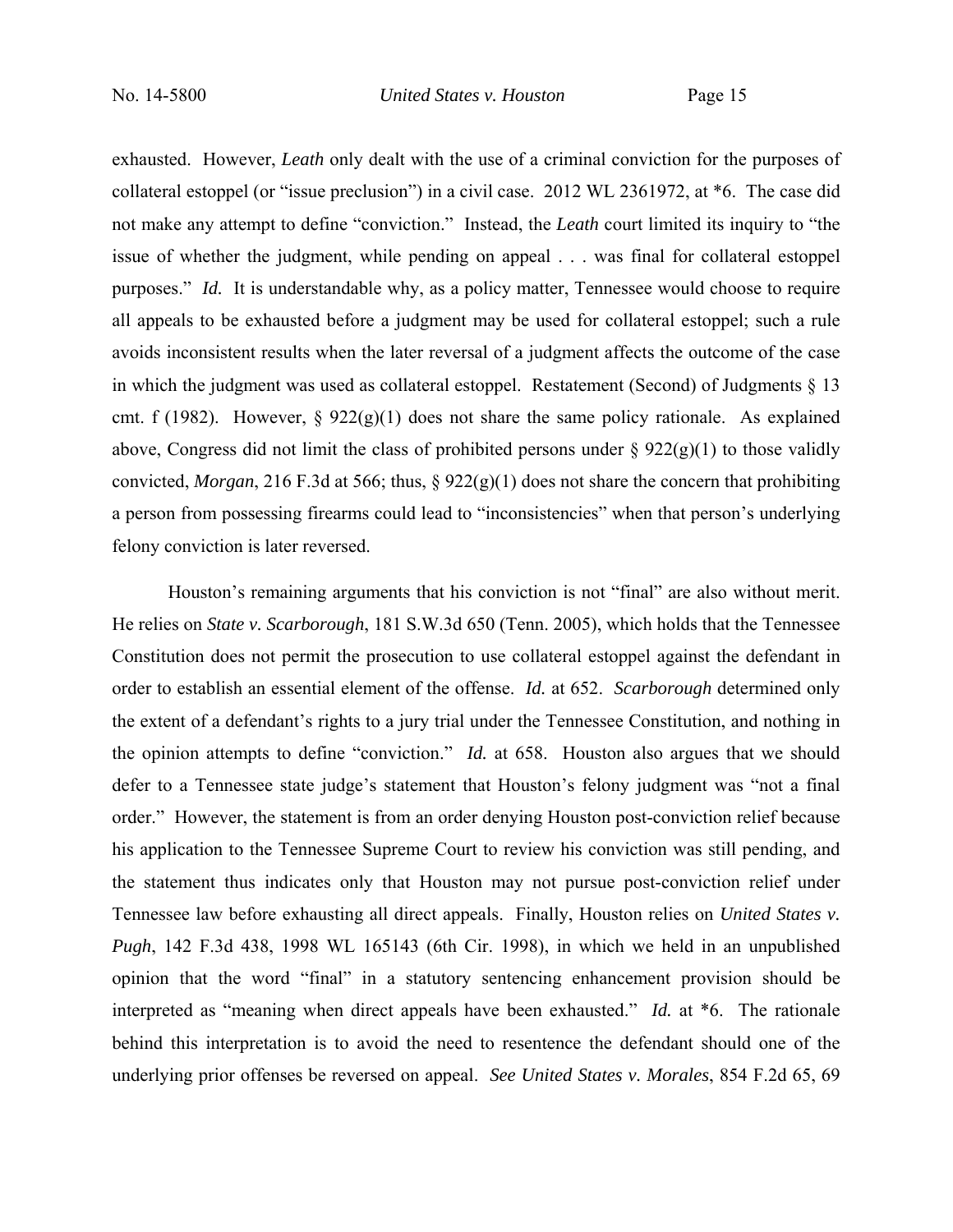exhausted. However, *Leath* only dealt with the use of a criminal conviction for the purposes of collateral estoppel (or "issue preclusion") in a civil case. 2012 WL 2361972, at *6. The case did not make any attempt to define "conviction." Instead, the *Leath* court limited its inquiry to "the issue of whether the judgment, while pending on appeal . . . was final for collateral estoppel purposes." *Id.* It is understandable why, as a policy matter, Tennessee would choose to require all appeals to be exhausted before a judgment may be used for collateral estoppel; such a rule avoids inconsistent results when the later reversal of a judgment affects the outcome of the case in which the judgment was used as collateral estoppel. Restatement (Second) of Judgments § 13 cmt. f (1982). However, § 922(g)(1) does not share the same policy rationale. As explained above, Congress did not limit the class of prohibited persons under § 922(g)(1) to those validly convicted, *Morgan*, 216 F.3d at 566; thus, § 922(g)(1) does not share the concern that prohibiting a person from possessing firearms could lead to "inconsistencies" when that person's underlying felony conviction is later reversed.

Houston's remaining arguments that his conviction is not "final" are also without merit. He relies on *State v. Scarborough*, 181 S.W.3d 650 (Tenn. 2005), which holds that the Tennessee Constitution does not permit the prosecution to use collateral estoppel against the defendant in order to establish an essential element of the offense. *Id.* at 652. *Scarborough* determined only the extent of a defendant's rights to a jury trial under the Tennessee Constitution, and nothing in the opinion attempts to define "conviction." *Id.* at 658. Houston also argues that we should defer to a Tennessee state judge's statement that Houston's felony judgment was "not a final order." However, the statement is from an order denying Houston post-conviction relief because his application to the Tennessee Supreme Court to review his conviction was still pending, and the statement thus indicates only that Houston may not pursue post-conviction relief under Tennessee law before exhausting all direct appeals. Finally, Houston relies on *United States v. Pugh*, 142 F.3d 438, 1998 WL 165143 (6th Cir. 1998), in which we held in an unpublished opinion that the word "final" in a statutory sentencing enhancement provision should be interpreted as "meaning when direct appeals have been exhausted." *Id.* at *6. The rationale behind this interpretation is to avoid the need to resentence the defendant should one of the underlying prior offenses be reversed on appeal. *See United States v. Morales*, 854 F.2d 65, 69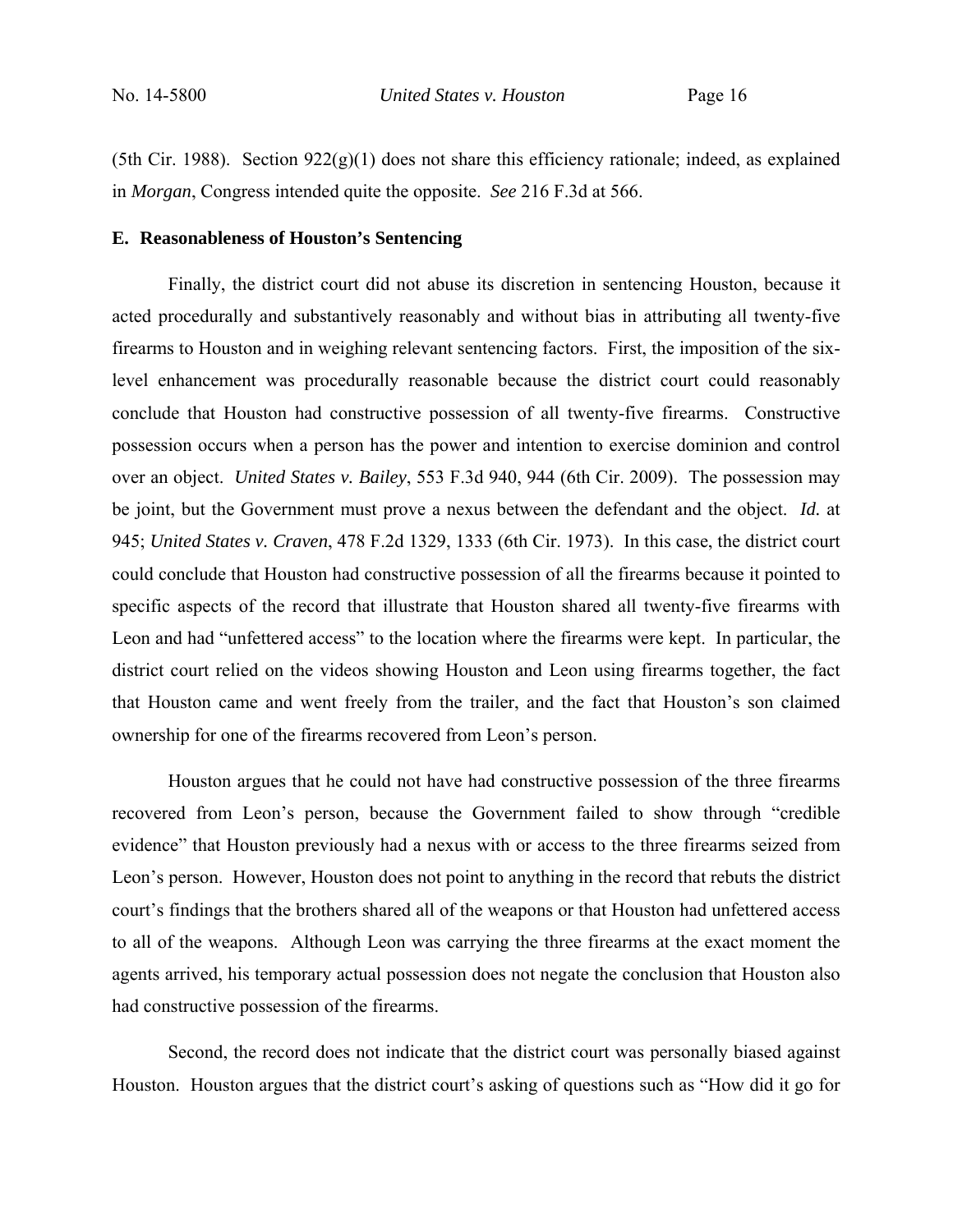(5th Cir. 1988). Section 922(g)(1) does not share this efficiency rationale; indeed, as explained in *Morgan*, Congress intended quite the opposite. *See* 216 F.3d at 566.

**E. Reasonableness of Houston's Sentencing**

Finally, the district court did not abuse its discretion in sentencing Houston, because it acted procedurally and substantively reasonably and without bias in attributing all twenty-five firearms to Houston and in weighing relevant sentencing factors. First, the imposition of the six-level enhancement was procedurally reasonable because the district court could reasonably conclude that Houston had constructive possession of all twenty-five firearms. Constructive possession occurs when a person has the power and intention to exercise dominion and control over an object. *United States v. Bailey*, 553 F.3d 940, 944 (6th Cir. 2009). The possession may be joint, but the Government must prove a nexus between the defendant and the object. *Id.* at 945; *United States v. Craven*, 478 F.2d 1329, 1333 (6th Cir. 1973). In this case, the district court could conclude that Houston had constructive possession of all the firearms because it pointed to specific aspects of the record that illustrate that Houston shared all twenty-five firearms with Leon and had "unfettered access" to the location where the firearms were kept. In particular, the district court relied on the videos showing Houston and Leon using firearms together, the fact that Houston came and went freely from the trailer, and the fact that Houston's son claimed ownership for one of the firearms recovered from Leon's person.

Houston argues that he could not have had constructive possession of the three firearms recovered from Leon's person, because the Government failed to show through "credible evidence" that Houston previously had a nexus with or access to the three firearms seized from Leon's person. However, Houston does not point to anything in the record that rebuts the district court's findings that the brothers shared all of the weapons or that Houston had unfettered access to all of the weapons. Although Leon was carrying the three firearms at the exact moment the agents arrived, his temporary actual possession does not negate the conclusion that Houston also had constructive possession of the firearms.

Second, the record does not indicate that the district court was personally biased against Houston. Houston argues that the district court's asking of questions such as "How did it go for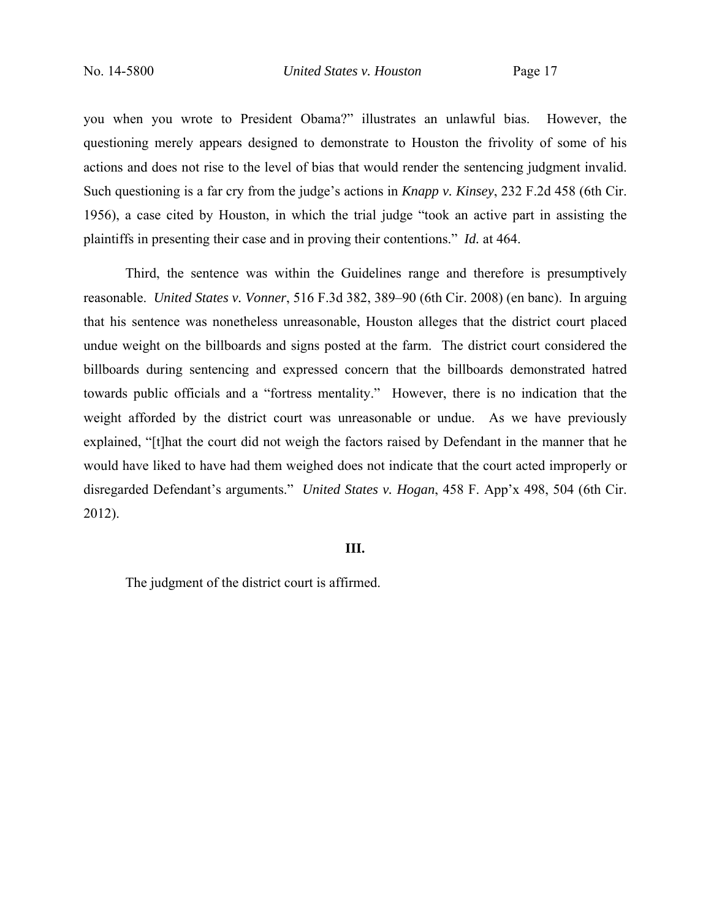you when you wrote to President Obama?" illustrates an unlawful bias. However, the questioning merely appears designed to demonstrate to Houston the frivolity of some of his actions and does not rise to the level of bias that would render the sentencing judgment invalid. Such questioning is a far cry from the judge's actions in *Knapp v. Kinsey*, 232 F.2d 458 (6th Cir. 1956), a case cited by Houston, in which the trial judge "took an active part in assisting the plaintiffs in presenting their case and in proving their contentions." *Id.* at 464.

Third, the sentence was within the Guidelines range and therefore is presumptively reasonable. *United States v. Vonner*, 516 F.3d 382, 389–90 (6th Cir. 2008) (en banc). In arguing that his sentence was nonetheless unreasonable, Houston alleges that the district court placed undue weight on the billboards and signs posted at the farm. The district court considered the billboards during sentencing and expressed concern that the billboards demonstrated hatred towards public officials and a "fortress mentality." However, there is no indication that the weight afforded by the district court was unreasonable or undue. As we have previously explained, "[t]hat the court did not weigh the factors raised by Defendant in the manner that he would have liked to have had them weighed does not indicate that the court acted improperly or disregarded Defendant's arguments." *United States v. Hogan*, 458 F. App'x 498, 504 (6th Cir. 2012).

## III.

The judgment of the district court is affirmed.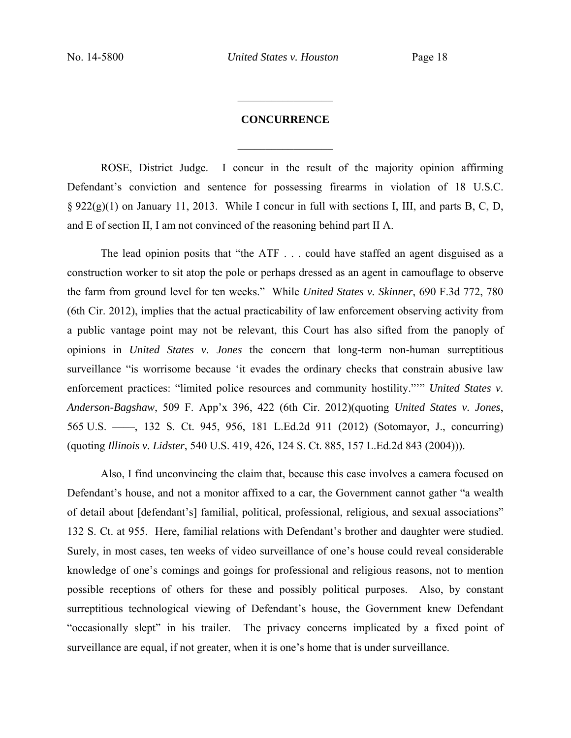## CONCURRENCE

ROSE, District Judge. I concur in the result of the majority opinion affirming Defendant's conviction and sentence for possessing firearms in violation of 18 U.S.C. § 922(g)(1) on January 11, 2013. While I concur in full with sections I, III, and parts B, C, D, and E of section II, I am not convinced of the reasoning behind part II A.

The lead opinion posits that "the ATF . . . could have staffed an agent disguised as a construction worker to sit atop the pole or perhaps dressed as an agent in camouflage to observe the farm from ground level for ten weeks." While *United States v. Skinner*, 690 F.3d 772, 780 (6th Cir. 2012), implies that the actual practicability of law enforcement observing activity from a public vantage point may not be relevant, this Court has also sifted from the panoply of opinions in *United States v. Jones* the concern that long-term non-human surreptitious surveillance "is worrisome because 'it evades the ordinary checks that constrain abusive law enforcement practices: "limited police resources and community hostility."''" *United States v. Anderson-Bagshaw*, 509 F. App'x 396, 422 (6th Cir. 2012)(quoting *United States v. Jones*, 565 U.S. ——, 132 S. Ct. 945, 956, 181 L.Ed.2d 911 (2012) (Sotomayor, J., concurring) (quoting *Illinois v. Lidster*, 540 U.S. 419, 426, 124 S. Ct. 885, 157 L.Ed.2d 843 (2004))).

Also, I find unconvincing the claim that, because this case involves a camera focused on Defendant's house, and not a monitor affixed to a car, the Government cannot gather "a wealth of detail about [defendant's] familial, political, professional, religious, and sexual associations" 132 S. Ct. at 955. Here, familial relations with Defendant's brother and daughter were studied. Surely, in most cases, ten weeks of video surveillance of one's house could reveal considerable knowledge of one's comings and goings for professional and religious reasons, not to mention possible receptions of others for these and possibly political purposes. Also, by constant surreptitious technological viewing of Defendant's house, the Government knew Defendant "occasionally slept" in his trailer. The privacy concerns implicated by a fixed point of surveillance are equal, if not greater, when it is one's home that is under surveillance.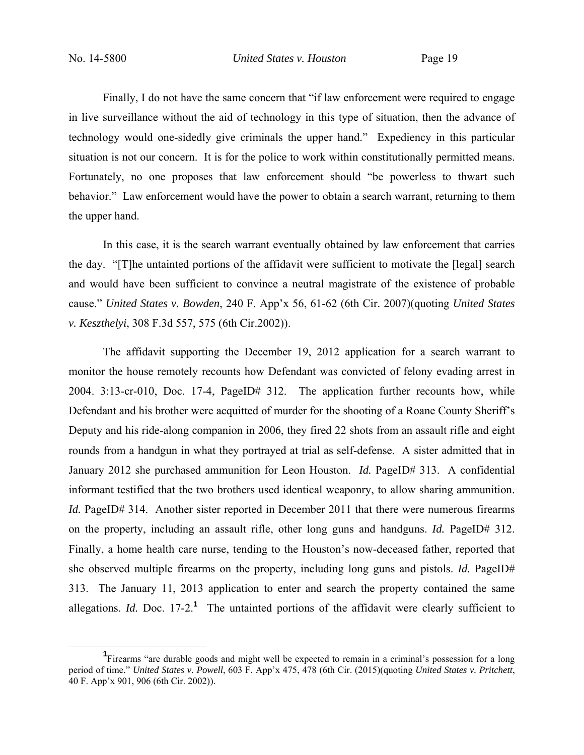Finally, I do not have the same concern that "if law enforcement were required to engage in live surveillance without the aid of technology in this type of situation, then the advance of technology would one-sidedly give criminals the upper hand." Expediency in this particular situation is not our concern. It is for the police to work within constitutionally permitted means. Fortunately, no one proposes that law enforcement should "be powerless to thwart such behavior." Law enforcement would have the power to obtain a search warrant, returning to them the upper hand.

In this case, it is the search warrant eventually obtained by law enforcement that carries the day. "[T]he untainted portions of the affidavit were sufficient to motivate the [legal] search and would have been sufficient to convince a neutral magistrate of the existence of probable cause." *United States v. Bowden*, 240 F. App'x 56, 61-62 (6th Cir. 2007)(quoting *United States v. Keszthelyi*, 308 F.3d 557, 575 (6th Cir.2002)).

The affidavit supporting the December 19, 2012 application for a search warrant to monitor the house remotely recounts how Defendant was convicted of felony evading arrest in 2004. 3:13-cr-010, Doc. 17-4, PageID# 312. The application further recounts how, while Defendant and his brother were acquitted of murder for the shooting of a Roane County Sheriff's Deputy and his ride-along companion in 2006, they fired 22 shots from an assault rifle and eight rounds from a handgun in what they portrayed at trial as self-defense. A sister admitted that in January 2012 she purchased ammunition for Leon Houston. *Id.* PageID# 313. A confidential informant testified that the two brothers used identical weaponry, to allow sharing ammunition. *Id.* PageID# 314. Another sister reported in December 2011 that there were numerous firearms on the property, including an assault rifle, other long guns and handguns. *Id.* PageID# 312. Finally, a home health care nurse, tending to the Houston's now-deceased father, reported that she observed multiple firearms on the property, including long guns and pistols. *Id.* PageID# 313. The January 11, 2013 application to enter and search the property contained the same allegations. *Id.* Doc. 17-2.[1] The untainted portions of the affidavit were clearly sufficient to

---

[1] Firearms "are durable goods and might well be expected to remain in a criminal's possession for a long period of time." *United States v. Powell*, 603 F. App'x 475, 478 (6th Cir. (2015)(quoting *United States v. Pritchett*, 40 F. App'x 901, 906 (6th Cir. 2002)).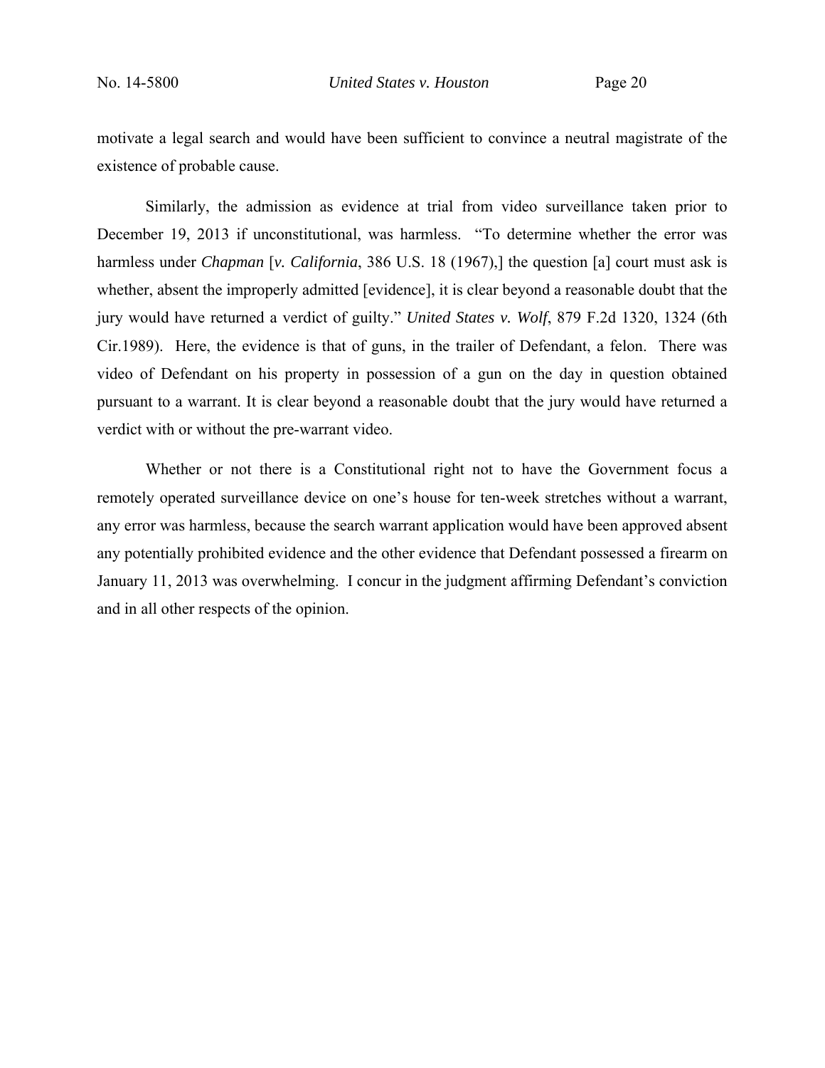motivate a legal search and would have been sufficient to convince a neutral magistrate of the existence of probable cause.

Similarly, the admission as evidence at trial from video surveillance taken prior to December 19, 2013 if unconstitutional, was harmless. "To determine whether the error was harmless under *Chapman* [*v. California*, 386 U.S. 18 (1967),] the question [a] court must ask is whether, absent the improperly admitted [evidence], it is clear beyond a reasonable doubt that the jury would have returned a verdict of guilty." *United States v. Wolf*, 879 F.2d 1320, 1324 (6th Cir.1989). Here, the evidence is that of guns, in the trailer of Defendant, a felon. There was video of Defendant on his property in possession of a gun on the day in question obtained pursuant to a warrant. It is clear beyond a reasonable doubt that the jury would have returned a verdict with or without the pre-warrant video.

Whether or not there is a Constitutional right not to have the Government focus a remotely operated surveillance device on one's house for ten-week stretches without a warrant, any error was harmless, because the search warrant application would have been approved absent any potentially prohibited evidence and the other evidence that Defendant possessed a firearm on January 11, 2013 was overwhelming. I concur in the judgment affirming Defendant's conviction and in all other respects of the opinion.